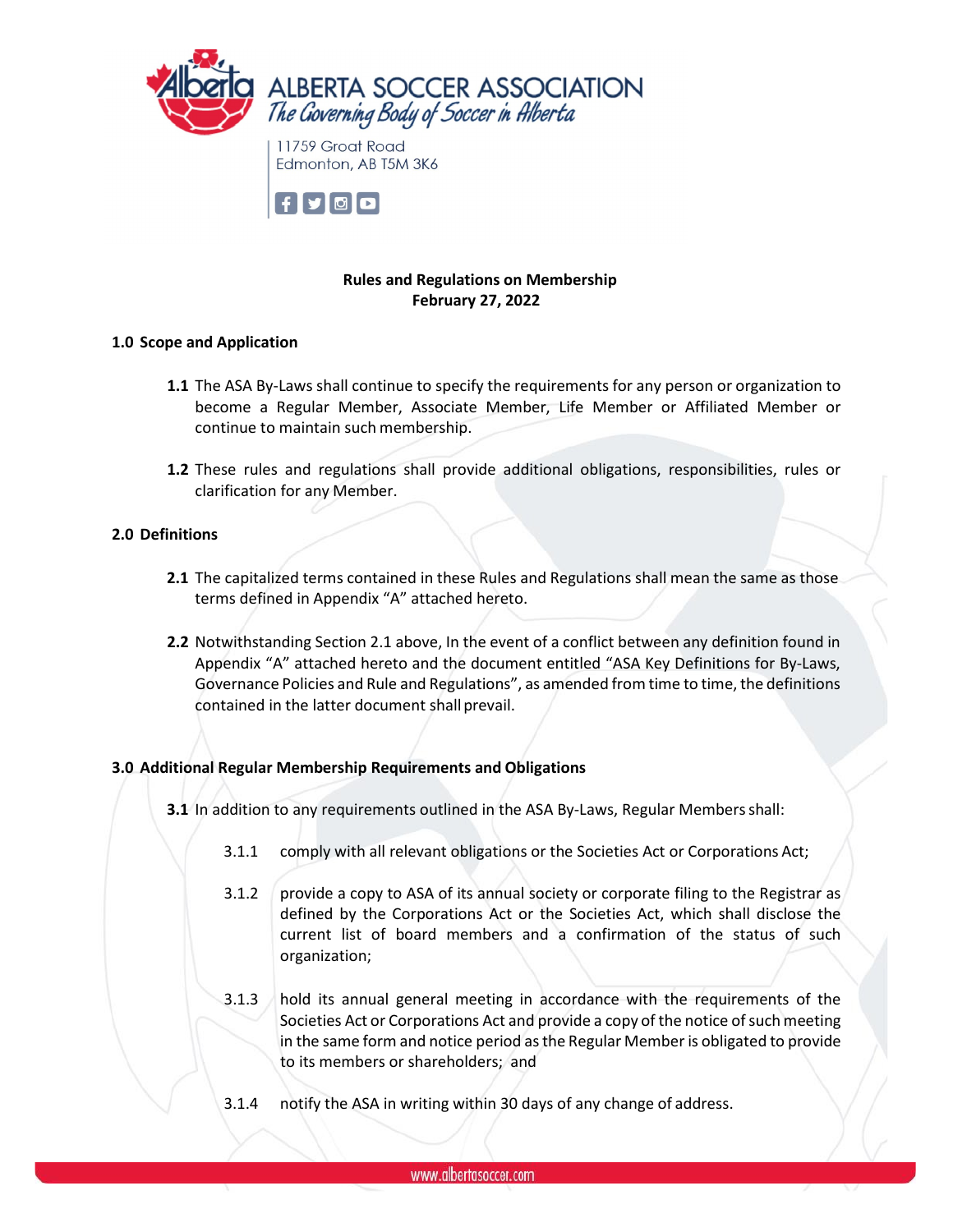# ALBERTA SOCCER ASSOCIATION

*The Governing Body of Soccer in Alberta*

11759 Groat Road
Edmonton, AB T5M 3K6

**Rules and Regulations on Membership**
**February 27, 2022**

## 1.0 Scope and Application

**1.1** The ASA By-Laws shall continue to specify the requirements for any person or organization to become a Regular Member, Associate Member, Life Member or Affiliated Member or continue to maintain such membership.

**1.2** These rules and regulations shall provide additional obligations, responsibilities, rules or clarification for any Member.

## 2.0 Definitions

**2.1** The capitalized terms contained in these Rules and Regulations shall mean the same as those terms defined in Appendix "A" attached hereto.

**2.2** Notwithstanding Section 2.1 above, In the event of a conflict between any definition found in Appendix "A" attached hereto and the document entitled "ASA Key Definitions for By-Laws, Governance Policies and Rule and Regulations", as amended from time to time, the definitions contained in the latter document shall prevail.

## 3.0 Additional Regular Membership Requirements and Obligations

**3.1** In addition to any requirements outlined in the ASA By-Laws, Regular Members shall:

3.1.1 comply with all relevant obligations or the Societies Act or Corporations Act;

3.1.2 provide a copy to ASA of its annual society or corporate filing to the Registrar as defined by the Corporations Act or the Societies Act, which shall disclose the current list of board members and a confirmation of the status of such organization;

3.1.3 hold its annual general meeting in accordance with the requirements of the Societies Act or Corporations Act and provide a copy of the notice of such meeting in the same form and notice period as the Regular Member is obligated to provide to its members or shareholders; and

3.1.4 notify the ASA in writing within 30 days of any change of address.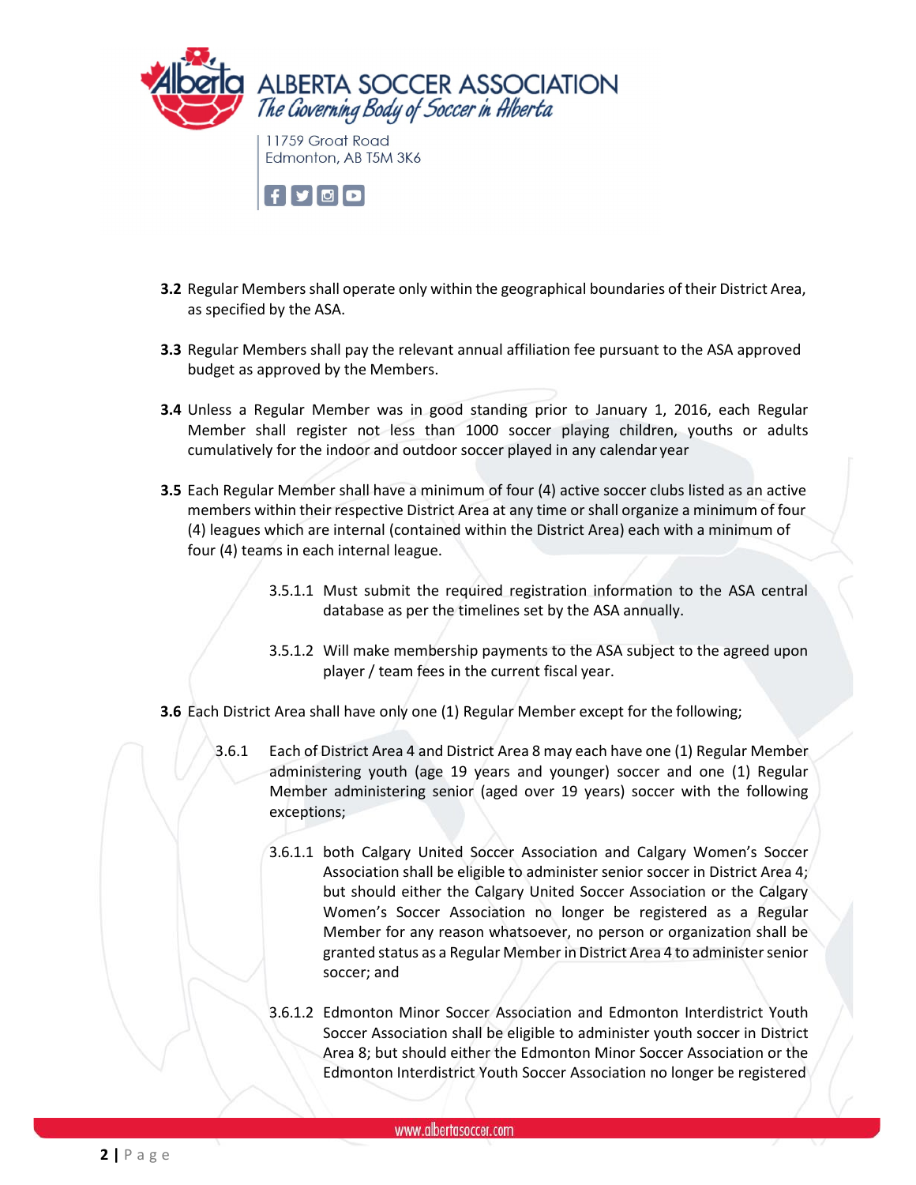**3.2** Regular Members shall operate only within the geographical boundaries of their District Area, as specified by the ASA.

**3.3** Regular Members shall pay the relevant annual affiliation fee pursuant to the ASA approved budget as approved by the Members.

**3.4** Unless a Regular Member was in good standing prior to January 1, 2016, each Regular Member shall register not less than 1000 soccer playing children, youths or adults cumulatively for the indoor and outdoor soccer played in any calendar year

**3.5** Each Regular Member shall have a minimum of four (4) active soccer clubs listed as an active members within their respective District Area at any time or shall organize a minimum of four (4) leagues which are internal (contained within the District Area) each with a minimum of four (4) teams in each internal league.

> 3.5.1.1 Must submit the required registration information to the ASA central database as per the timelines set by the ASA annually.
>
> 3.5.1.2 Will make membership payments to the ASA subject to the agreed upon player / team fees in the current fiscal year.

**3.6** Each District Area shall have only one (1) Regular Member except for the following;

3.6.1 Each of District Area 4 and District Area 8 may each have one (1) Regular Member administering youth (age 19 years and younger) soccer and one (1) Regular Member administering senior (aged over 19 years) soccer with the following exceptions;

> 3.6.1.1 both Calgary United Soccer Association and Calgary Women's Soccer Association shall be eligible to administer senior soccer in District Area 4; but should either the Calgary United Soccer Association or the Calgary Women's Soccer Association no longer be registered as a Regular Member for any reason whatsoever, no person or organization shall be granted status as a Regular Member in District Area 4 to administer senior soccer; and
>
> 3.6.1.2 Edmonton Minor Soccer Association and Edmonton Interdistrict Youth Soccer Association shall be eligible to administer youth soccer in District Area 8; but should either the Edmonton Minor Soccer Association or the Edmonton Interdistrict Youth Soccer Association no longer be registered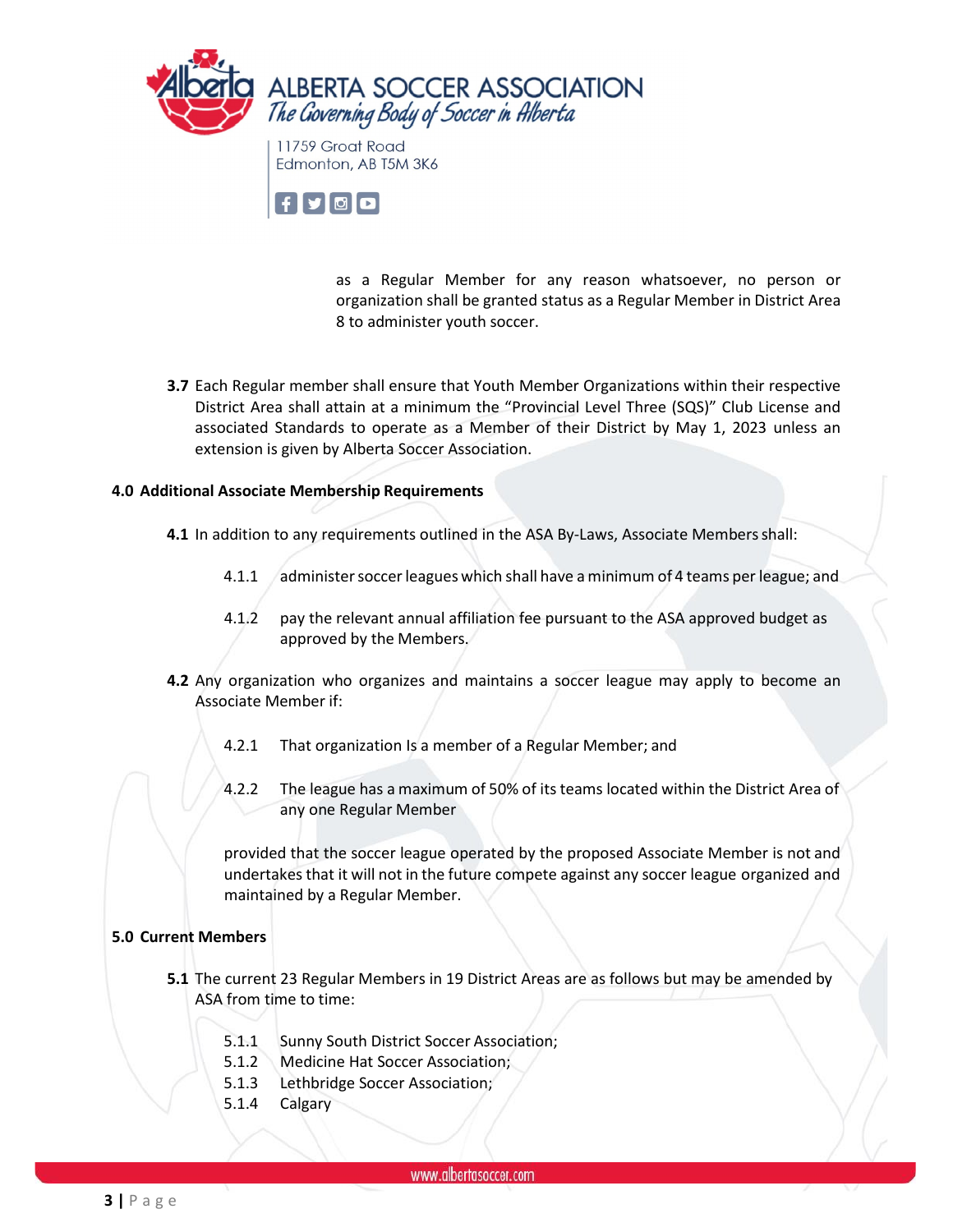as a Regular Member for any reason whatsoever, no person or organization shall be granted status as a Regular Member in District Area 8 to administer youth soccer.

**3.7** Each Regular member shall ensure that Youth Member Organizations within their respective District Area shall attain at a minimum the "Provincial Level Three (SQS)" Club License and associated Standards to operate as a Member of their District by May 1, 2023 unless an extension is given by Alberta Soccer Association.

## 4.0 Additional Associate Membership Requirements

**4.1** In addition to any requirements outlined in the ASA By-Laws, Associate Members shall:

4.1.1 administer soccer leagues which shall have a minimum of 4 teams per league; and

4.1.2 pay the relevant annual affiliation fee pursuant to the ASA approved budget as approved by the Members.

**4.2** Any organization who organizes and maintains a soccer league may apply to become an Associate Member if:

4.2.1 That organization Is a member of a Regular Member; and

4.2.2 The league has a maximum of 50% of its teams located within the District Area of any one Regular Member

provided that the soccer league operated by the proposed Associate Member is not and undertakes that it will not in the future compete against any soccer league organized and maintained by a Regular Member.

## 5.0 Current Members

**5.1** The current 23 Regular Members in 19 District Areas are as follows but may be amended by ASA from time to time:

5.1.1 Sunny South District Soccer Association;
5.1.2 Medicine Hat Soccer Association;
5.1.3 Lethbridge Soccer Association;
5.1.4 Calgary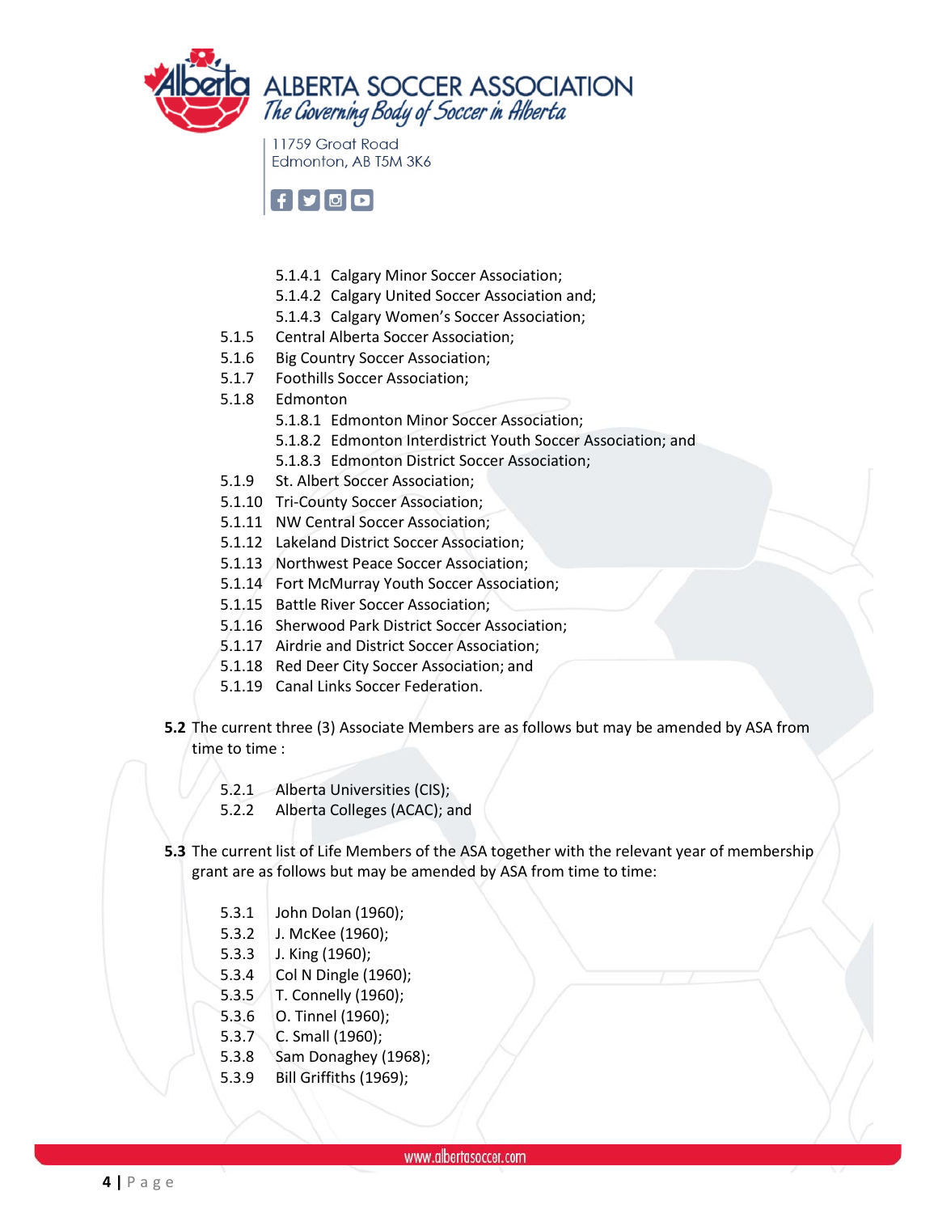- 5.1.4.1 Calgary Minor Soccer Association;
- 5.1.4.2 Calgary United Soccer Association and;
- 5.1.4.3 Calgary Women's Soccer Association;

5.1.5 Central Alberta Soccer Association;
5.1.6 Big Country Soccer Association;
5.1.7 Foothills Soccer Association;
5.1.8 Edmonton

- 5.1.8.1 Edmonton Minor Soccer Association;
- 5.1.8.2 Edmonton Interdistrict Youth Soccer Association; and
- 5.1.8.3 Edmonton District Soccer Association;

5.1.9 St. Albert Soccer Association;
5.1.10 Tri-County Soccer Association;
5.1.11 NW Central Soccer Association;
5.1.12 Lakeland District Soccer Association;
5.1.13 Northwest Peace Soccer Association;
5.1.14 Fort McMurray Youth Soccer Association;
5.1.15 Battle River Soccer Association;
5.1.16 Sherwood Park District Soccer Association;
5.1.17 Airdrie and District Soccer Association;
5.1.18 Red Deer City Soccer Association; and
5.1.19 Canal Links Soccer Federation.

**5.2** The current three (3) Associate Members are as follows but may be amended by ASA from time to time :

5.2.1 Alberta Universities (CIS);
5.2.2 Alberta Colleges (ACAC); and

**5.3** The current list of Life Members of the ASA together with the relevant year of membership grant are as follows but may be amended by ASA from time to time:

5.3.1 John Dolan (1960);
5.3.2 J. McKee (1960);
5.3.3 J. King (1960);
5.3.4 Col N Dingle (1960);
5.3.5 T. Connelly (1960);
5.3.6 O. Tinnel (1960);
5.3.7 C. Small (1960);
5.3.8 Sam Donaghey (1968);
5.3.9 Bill Griffiths (1969);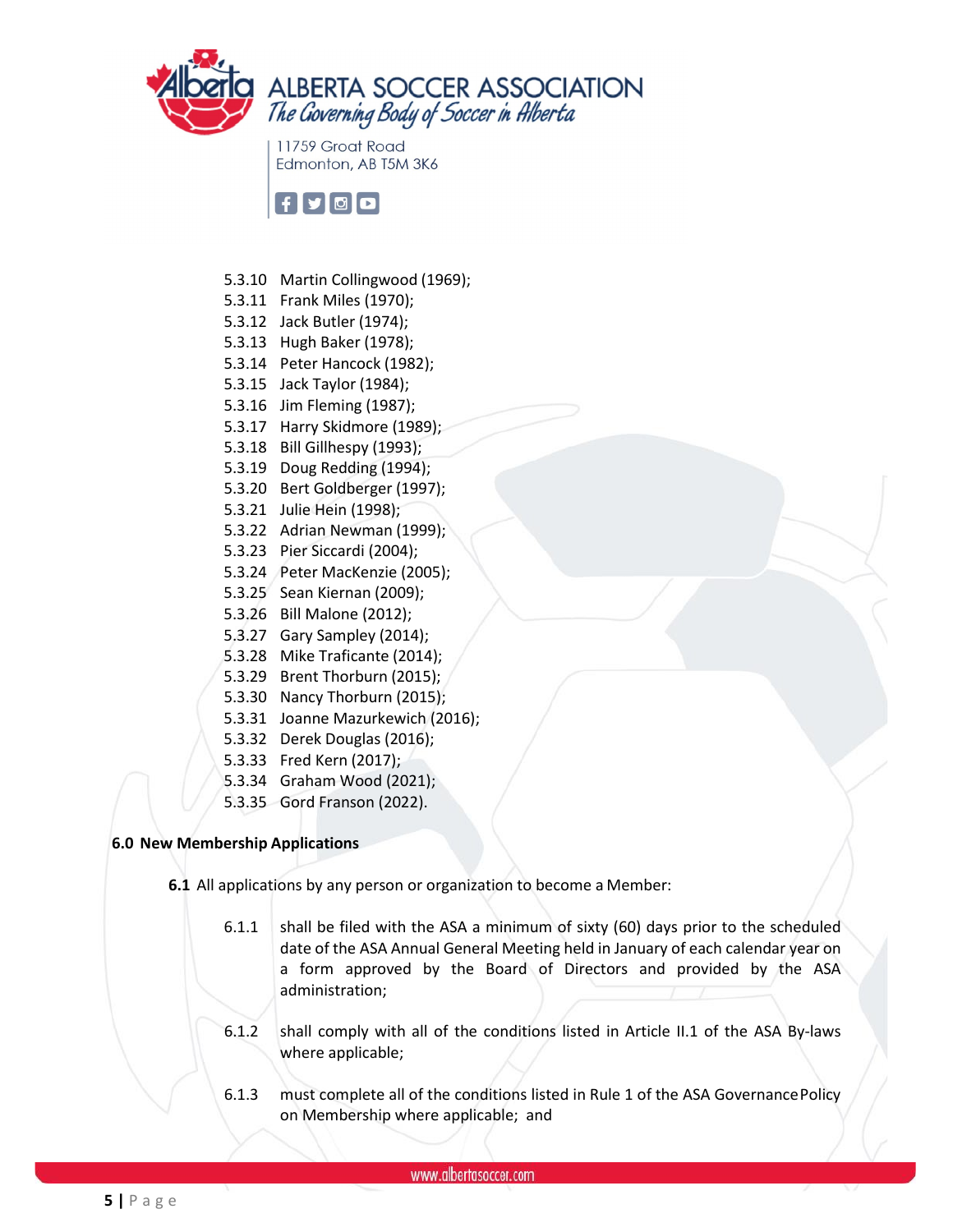5.3.10 Martin Collingwood (1969);
5.3.11 Frank Miles (1970);
5.3.12 Jack Butler (1974);
5.3.13 Hugh Baker (1978);
5.3.14 Peter Hancock (1982);
5.3.15 Jack Taylor (1984);
5.3.16 Jim Fleming (1987);
5.3.17 Harry Skidmore (1989);
5.3.18 Bill Gillhespy (1993);
5.3.19 Doug Redding (1994);
5.3.20 Bert Goldberger (1997);
5.3.21 Julie Hein (1998);
5.3.22 Adrian Newman (1999);
5.3.23 Pier Siccardi (2004);
5.3.24 Peter MacKenzie (2005);
5.3.25 Sean Kiernan (2009);
5.3.26 Bill Malone (2012);
5.3.27 Gary Sampley (2014);
5.3.28 Mike Traficante (2014);
5.3.29 Brent Thorburn (2015);
5.3.30 Nancy Thorburn (2015);
5.3.31 Joanne Mazurkewich (2016);
5.3.32 Derek Douglas (2016);
5.3.33 Fred Kern (2017);
5.3.34 Graham Wood (2021);
5.3.35 Gord Franson (2022).

## 6.0 New Membership Applications

**6.1** All applications by any person or organization to become a Member:

6.1.1 shall be filed with the ASA a minimum of sixty (60) days prior to the scheduled date of the ASA Annual General Meeting held in January of each calendar year on a form approved by the Board of Directors and provided by the ASA administration;

6.1.2 shall comply with all of the conditions listed in Article II.1 of the ASA By-laws where applicable;

6.1.3 must complete all of the conditions listed in Rule 1 of the ASA Governance Policy on Membership where applicable; and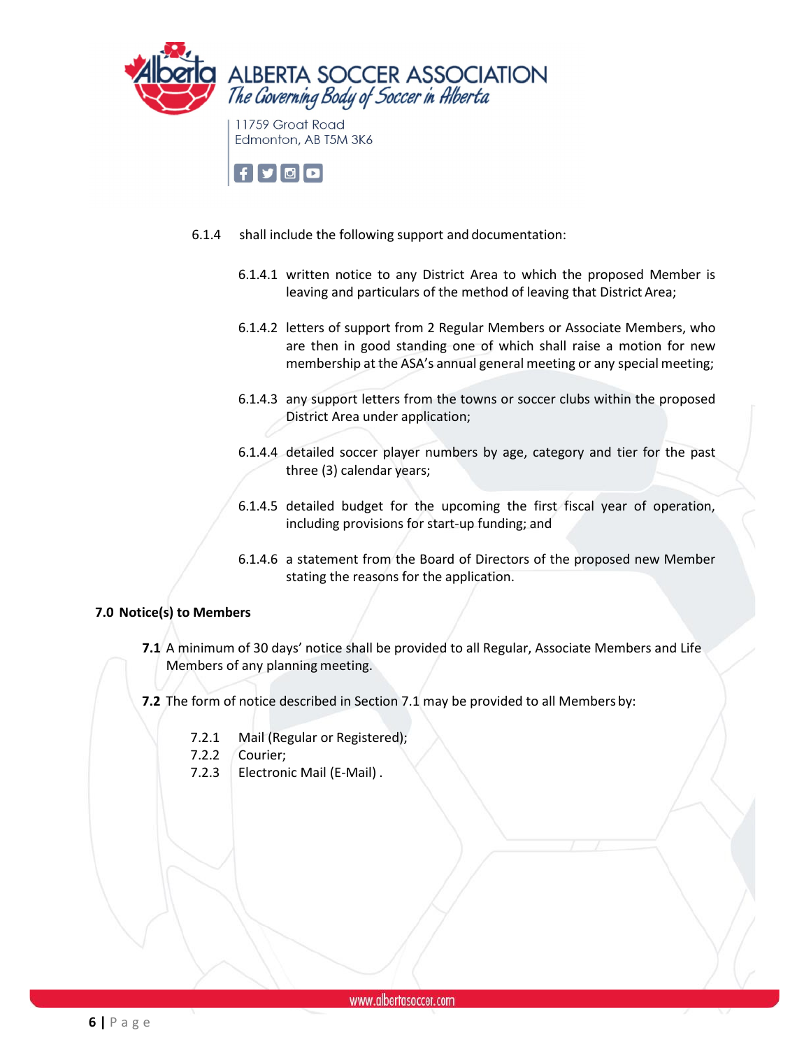6.1.4 shall include the following support and documentation:

6.1.4.1 written notice to any District Area to which the proposed Member is leaving and particulars of the method of leaving that District Area;

6.1.4.2 letters of support from 2 Regular Members or Associate Members, who are then in good standing one of which shall raise a motion for new membership at the ASA's annual general meeting or any special meeting;

6.1.4.3 any support letters from the towns or soccer clubs within the proposed District Area under application;

6.1.4.4 detailed soccer player numbers by age, category and tier for the past three (3) calendar years;

6.1.4.5 detailed budget for the upcoming the first fiscal year of operation, including provisions for start-up funding; and

6.1.4.6 a statement from the Board of Directors of the proposed new Member stating the reasons for the application.

## 7.0 Notice(s) to Members

**7.1** A minimum of 30 days' notice shall be provided to all Regular, Associate Members and Life Members of any planning meeting.

**7.2** The form of notice described in Section 7.1 may be provided to all Members by:

7.2.1 Mail (Regular or Registered);
7.2.2 Courier;
7.2.3 Electronic Mail (E-Mail) .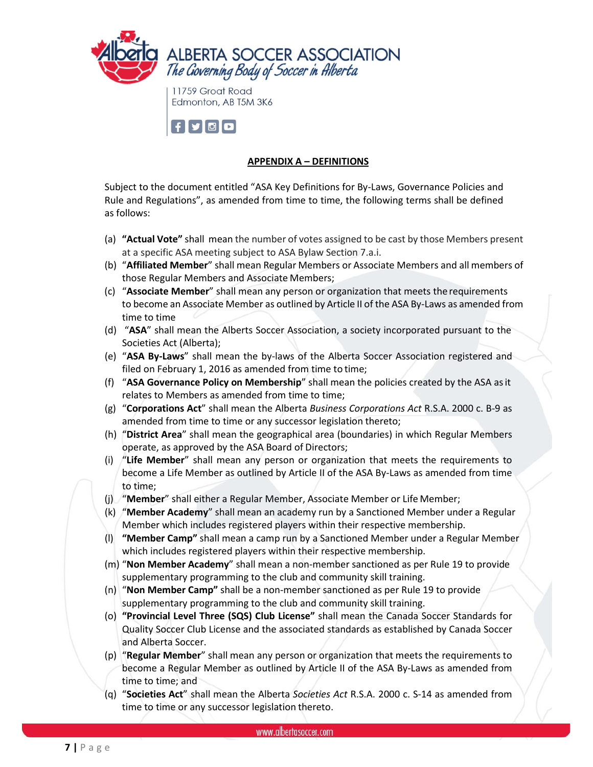## APPENDIX A – DEFINITIONS

Subject to the document entitled "ASA Key Definitions for By-Laws, Governance Policies and Rule and Regulations", as amended from time to time, the following terms shall be defined as follows:

(a) **"Actual Vote"** shall mean the number of votes assigned to be cast by those Members present at a specific ASA meeting subject to ASA Bylaw Section 7.a.i.
(b) "**Affiliated Member**" shall mean Regular Members or Associate Members and all members of those Regular Members and Associate Members;
(c) "**Associate Member**" shall mean any person or organization that meets the requirements to become an Associate Member as outlined by Article II of the ASA By-Laws as amended from time to time
(d) "**ASA**" shall mean the Alberts Soccer Association, a society incorporated pursuant to the Societies Act (Alberta);
(e) "**ASA By-Laws**" shall mean the by-laws of the Alberta Soccer Association registered and filed on February 1, 2016 as amended from time to time;
(f) "**ASA Governance Policy on Membership**" shall mean the policies created by the ASA as it relates to Members as amended from time to time;
(g) "**Corporations Act**" shall mean the Alberta *Business Corporations Act* R.S.A. 2000 c. B-9 as amended from time to time or any successor legislation thereto;
(h) "**District Area**" shall mean the geographical area (boundaries) in which Regular Members operate, as approved by the ASA Board of Directors;
(i) "**Life Member**" shall mean any person or organization that meets the requirements to become a Life Member as outlined by Article II of the ASA By-Laws as amended from time to time;
(j) "**Member**" shall either a Regular Member, Associate Member or Life Member;
(k) "**Member Academy**" shall mean an academy run by a Sanctioned Member under a Regular Member which includes registered players within their respective membership.
(l) **"Member Camp"** shall mean a camp run by a Sanctioned Member under a Regular Member which includes registered players within their respective membership.
(m) "**Non Member Academy**" shall mean a non-member sanctioned as per Rule 19 to provide supplementary programming to the club and community skill training.
(n) "**Non Member Camp"** shall be a non-member sanctioned as per Rule 19 to provide supplementary programming to the club and community skill training.
(o) **"Provincial Level Three (SQS) Club License"** shall mean the Canada Soccer Standards for Quality Soccer Club License and the associated standards as established by Canada Soccer and Alberta Soccer.
(p) "**Regular Member**" shall mean any person or organization that meets the requirements to become a Regular Member as outlined by Article II of the ASA By-Laws as amended from time to time; and
(q) "**Societies Act**" shall mean the Alberta *Societies Act* R.S.A. 2000 c. S-14 as amended from time to time or any successor legislation thereto.